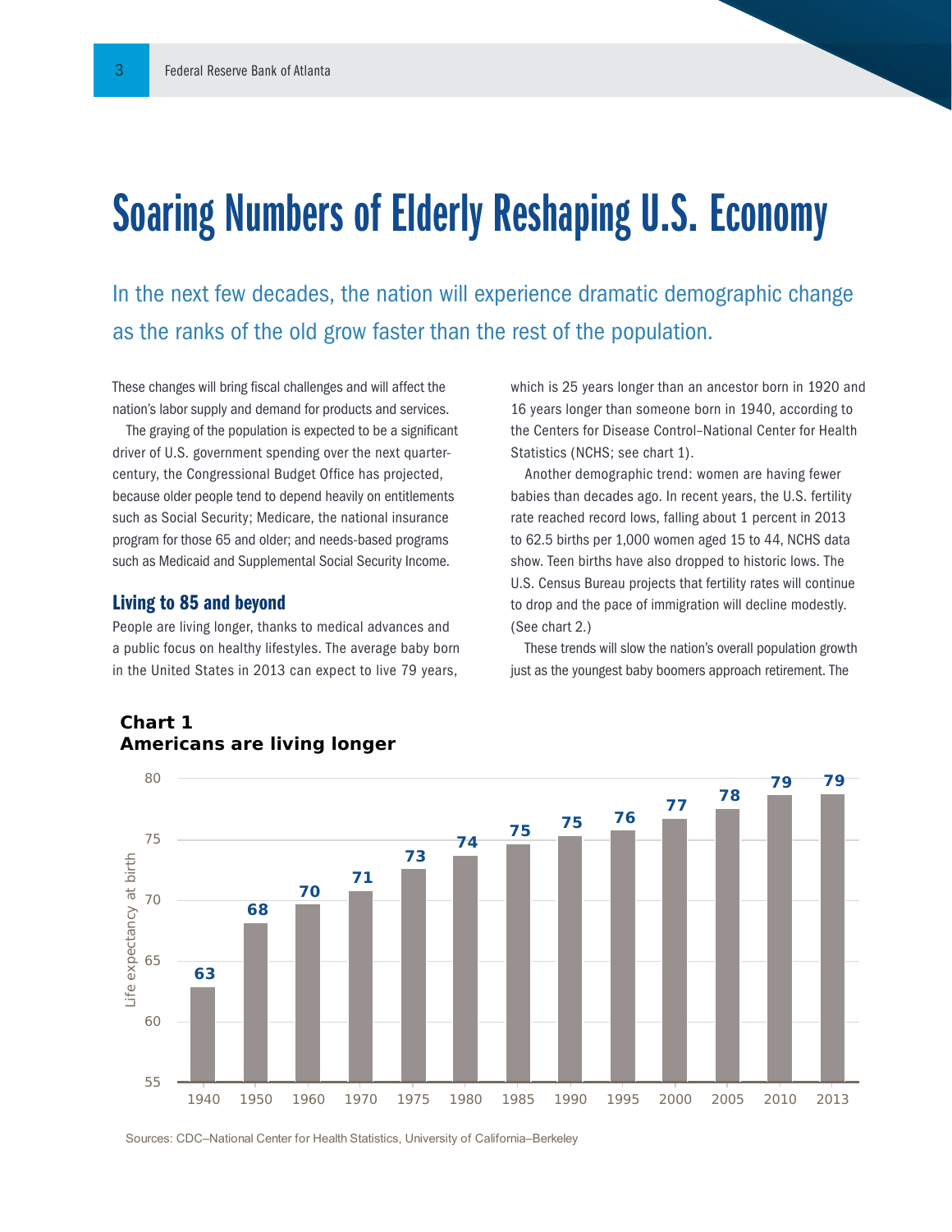# Soaring Numbers of Elderly Reshaping U.S. Economy

In the next few decades, the nation will experience dramatic demographic change as the ranks of the old grow faster than the rest of the population.

These changes will bring fiscal challenges and will affect the nation's labor supply and demand for products and services.

The graying of the population is expected to be a significant driver of U.S. government spending over the next quarter-century, the Congressional Budget Office has projected, because older people tend to depend heavily on entitlements such as Social Security; Medicare, the national insurance program for those 65 and older; and needs-based programs such as Medicaid and Supplemental Social Security Income.

## Living to 85 and beyond

People are living longer, thanks to medical advances and a public focus on healthy lifestyles. The average baby born in the United States in 2013 can expect to live 79 years, which is 25 years longer than an ancestor born in 1920 and 16 years longer than someone born in 1940, according to the Centers for Disease Control–National Center for Health Statistics (NCHS; see chart 1).

Another demographic trend: women are having fewer babies than decades ago. In recent years, the U.S. fertility rate reached record lows, falling about 1 percent in 2013 to 62.5 births per 1,000 women aged 15 to 44, NCHS data show. Teen births have also dropped to historic lows. The U.S. Census Bureau projects that fertility rates will continue to drop and the pace of immigration will decline modestly. (See chart 2.)

These trends will slow the nation's overall population growth just as the youngest baby boomers approach retirement. The

**Chart 1**
**Americans are living longer**

| Year | Life expectancy at birth |
|---|---|
| 1940 | 63 |
| 1950 | 68 |
| 1960 | 70 |
| 1970 | 71 |
| 1975 | 73 |
| 1980 | 74 |
| 1985 | 75 |
| 1990 | 75 |
| 1995 | 76 |
| 2000 | 77 |
| 2005 | 78 |
| 2010 | 79 |
| 2013 | 79 |

Sources: CDC–National Center for Health Statistics, University of California–Berkeley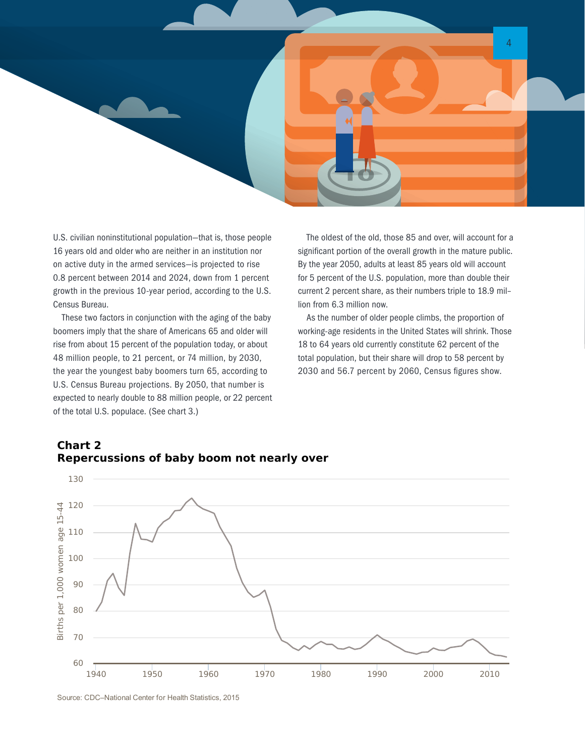U.S. civilian noninstitutional population—that is, those people 16 years old and older who are neither in an institution nor on active duty in the armed services—is projected to rise 0.8 percent between 2014 and 2024, down from 1 percent growth in the previous 10-year period, according to the U.S. Census Bureau.

These two factors in conjunction with the aging of the baby boomers imply that the share of Americans 65 and older will rise from about 15 percent of the population today, or about 48 million people, to 21 percent, or 74 million, by 2030, the year the youngest baby boomers turn 65, according to U.S. Census Bureau projections. By 2050, that number is expected to nearly double to 88 million people, or 22 percent of the total U.S. populace. (See chart 3.)

The oldest of the old, those 85 and over, will account for a significant portion of the overall growth in the mature public. By the year 2050, adults at least 85 years old will account for 5 percent of the U.S. population, more than double their current 2 percent share, as their numbers triple to 18.9 million from 6.3 million now.

As the number of older people climbs, the proportion of working-age residents in the United States will shrink. Those 18 to 64 years old currently constitute 62 percent of the total population, but their share will drop to 58 percent by 2030 and 56.7 percent by 2060, Census figures show.

**Chart 2**
**Repercussions of baby boom not nearly over**

Births per 1,000 women age 15-44 (1940–2013)

Source: CDC–National Center for Health Statistics, 2015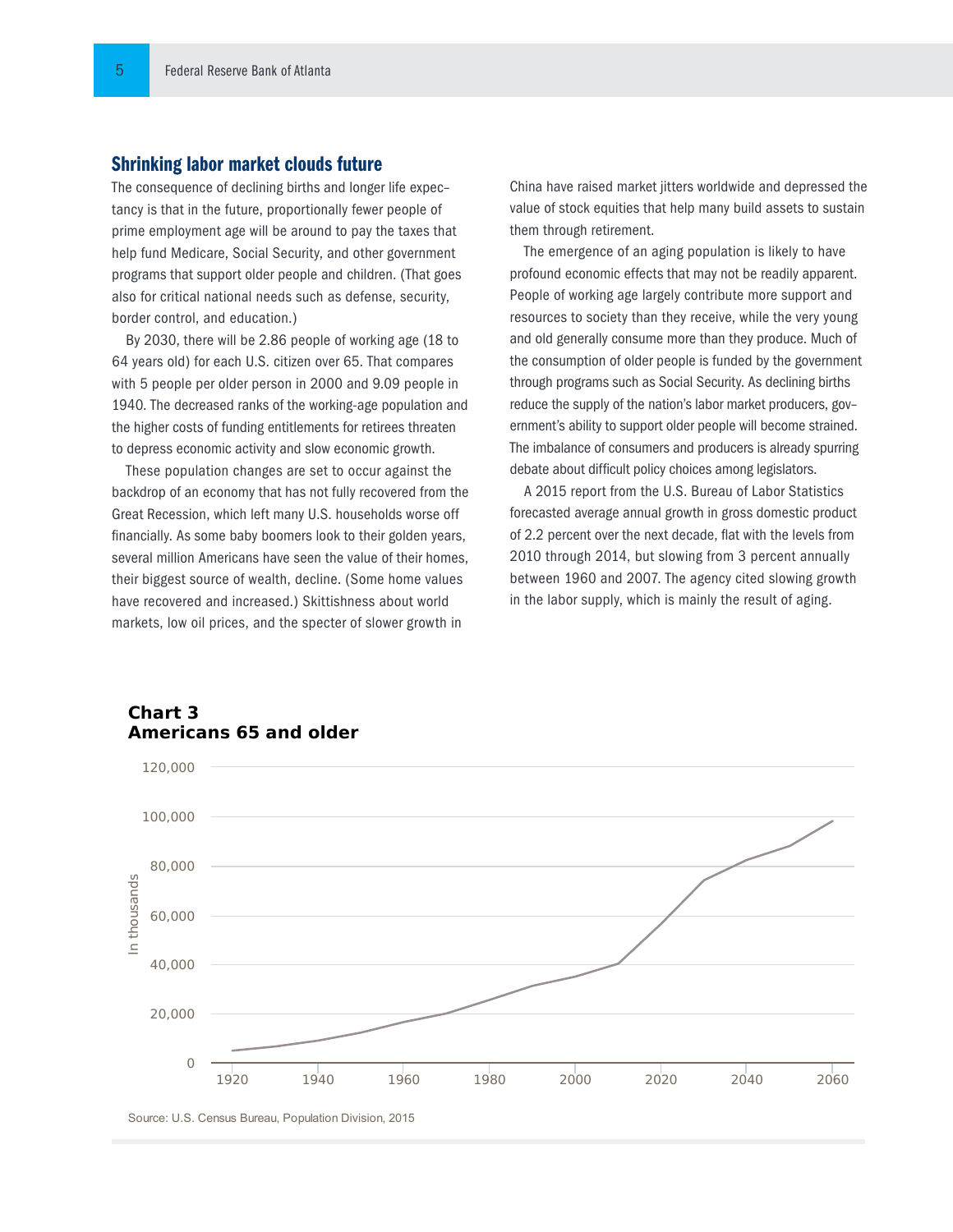## Shrinking labor market clouds future

The consequence of declining births and longer life expectancy is that in the future, proportionally fewer people of prime employment age will be around to pay the taxes that help fund Medicare, Social Security, and other government programs that support older people and children. (That goes also for critical national needs such as defense, security, border control, and education.)

By 2030, there will be 2.86 people of working age (18 to 64 years old) for each U.S. citizen over 65. That compares with 5 people per older person in 2000 and 9.09 people in 1940. The decreased ranks of the working-age population and the higher costs of funding entitlements for retirees threaten to depress economic activity and slow economic growth.

These population changes are set to occur against the backdrop of an economy that has not fully recovered from the Great Recession, which left many U.S. households worse off financially. As some baby boomers look to their golden years, several million Americans have seen the value of their homes, their biggest source of wealth, decline. (Some home values have recovered and increased.) Skittishness about world markets, low oil prices, and the specter of slower growth in China have raised market jitters worldwide and depressed the value of stock equities that help many build assets to sustain them through retirement.

The emergence of an aging population is likely to have profound economic effects that may not be readily apparent. People of working age largely contribute more support and resources to society than they receive, while the very young and old generally consume more than they produce. Much of the consumption of older people is funded by the government through programs such as Social Security. As declining births reduce the supply of the nation's labor market producers, government's ability to support older people will become strained. The imbalance of consumers and producers is already spurring debate about difficult policy choices among legislators.

A 2015 report from the U.S. Bureau of Labor Statistics forecasted average annual growth in gross domestic product of 2.2 percent over the next decade, flat with the levels from 2010 through 2014, but slowing from 3 percent annually between 1960 and 2007. The agency cited slowing growth in the labor supply, which is mainly the result of aging.

**Chart 3**
**Americans 65 and older**

Source: U.S. Census Bureau, Population Division, 2015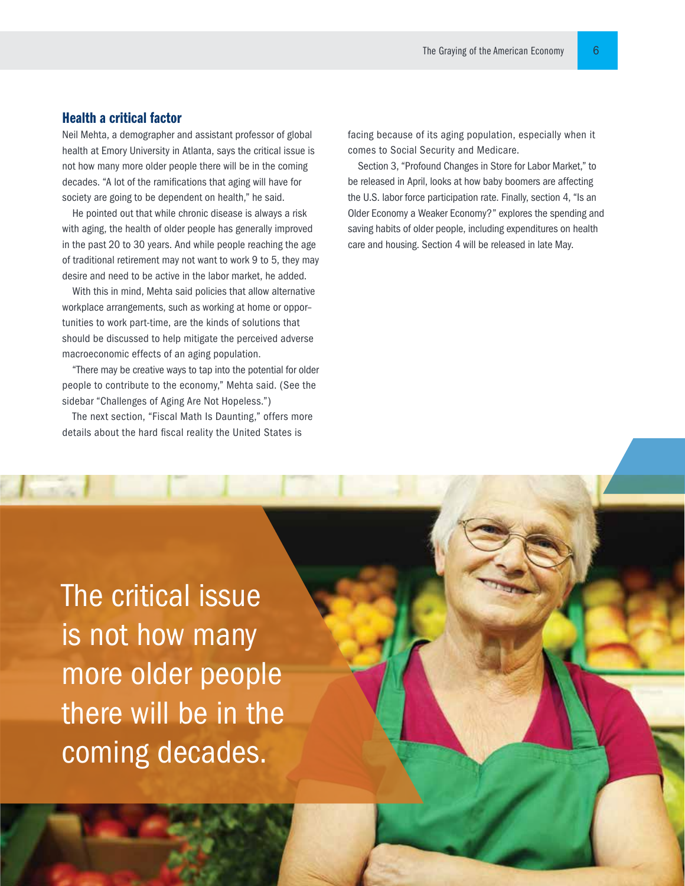## Health a critical factor

Neil Mehta, a demographer and assistant professor of global health at Emory University in Atlanta, says the critical issue is not how many more older people there will be in the coming decades. "A lot of the ramifications that aging will have for society are going to be dependent on health," he said.

He pointed out that while chronic disease is always a risk with aging, the health of older people has generally improved in the past 20 to 30 years. And while people reaching the age of traditional retirement may not want to work 9 to 5, they may desire and need to be active in the labor market, he added.

With this in mind, Mehta said policies that allow alternative workplace arrangements, such as working at home or opportunities to work part-time, are the kinds of solutions that should be discussed to help mitigate the perceived adverse macroeconomic effects of an aging population.

"There may be creative ways to tap into the potential for older people to contribute to the economy," Mehta said. (See the sidebar "Challenges of Aging Are Not Hopeless.")

The next section, "Fiscal Math Is Daunting," offers more details about the hard fiscal reality the United States is facing because of its aging population, especially when it comes to Social Security and Medicare.

Section 3, "Profound Changes in Store for Labor Market," to be released in April, looks at how baby boomers are affecting the U.S. labor force participation rate. Finally, section 4, "Is an Older Economy a Weaker Economy?" explores the spending and saving habits of older people, including expenditures on health care and housing. Section 4 will be released in late May.

The critical issue is not how many more older people there will be in the coming decades.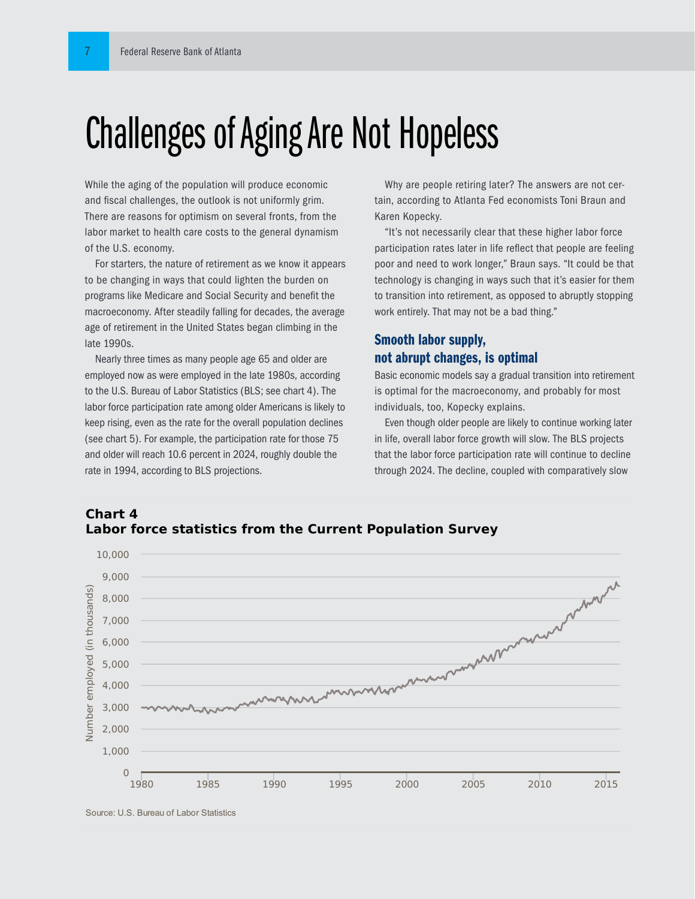# Challenges of Aging Are Not Hopeless

While the aging of the population will produce economic and fiscal challenges, the outlook is not uniformly grim. There are reasons for optimism on several fronts, from the labor market to health care costs to the general dynamism of the U.S. economy.

For starters, the nature of retirement as we know it appears to be changing in ways that could lighten the burden on programs like Medicare and Social Security and benefit the macroeconomy. After steadily falling for decades, the average age of retirement in the United States began climbing in the late 1990s.

Nearly three times as many people age 65 and older are employed now as were employed in the late 1980s, according to the U.S. Bureau of Labor Statistics (BLS; see chart 4). The labor force participation rate among older Americans is likely to keep rising, even as the rate for the overall population declines (see chart 5). For example, the participation rate for those 75 and older will reach 10.6 percent in 2024, roughly double the rate in 1994, according to BLS projections.

Why are people retiring later? The answers are not certain, according to Atlanta Fed economists Toni Braun and Karen Kopecky.

"It's not necessarily clear that these higher labor force participation rates later in life reflect that people are feeling poor and need to work longer," Braun says. "It could be that technology is changing in ways such that it's easier for them to transition into retirement, as opposed to abruptly stopping work entirely. That may not be a bad thing."

## Smooth labor supply, not abrupt changes, is optimal

Basic economic models say a gradual transition into retirement is optimal for the macroeconomy, and probably for most individuals, too, Kopecky explains.

Even though older people are likely to continue working later in life, overall labor force growth will slow. The BLS projects that the labor force participation rate will continue to decline through 2024. The decline, coupled with comparatively slow

**Chart 4**
**Labor force statistics from the Current Population Survey**

Source: U.S. Bureau of Labor Statistics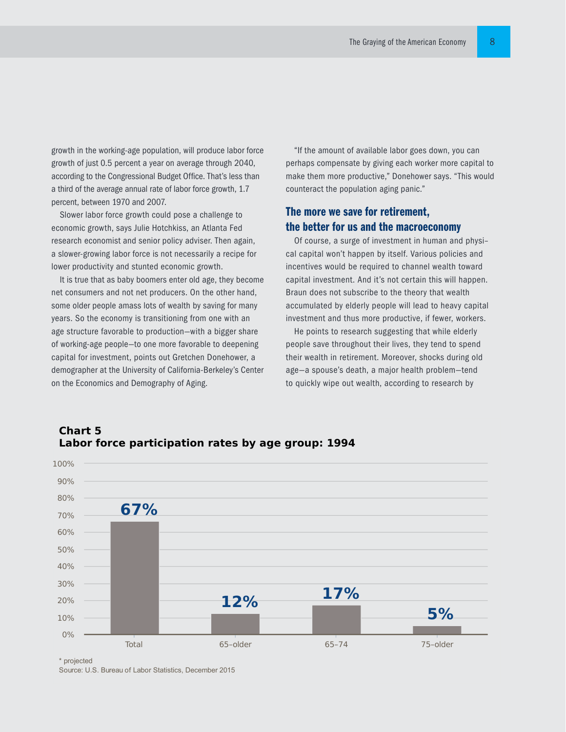growth in the working-age population, will produce labor force growth of just 0.5 percent a year on average through 2040, according to the Congressional Budget Office. That's less than a third of the average annual rate of labor force growth, 1.7 percent, between 1970 and 2007.

Slower labor force growth could pose a challenge to economic growth, says Julie Hotchkiss, an Atlanta Fed research economist and senior policy adviser. Then again, a slower-growing labor force is not necessarily a recipe for lower productivity and stunted economic growth.

It is true that as baby boomers enter old age, they become net consumers and not net producers. On the other hand, some older people amass lots of wealth by saving for many years. So the economy is transitioning from one with an age structure favorable to production—with a bigger share of working-age people—to one more favorable to deepening capital for investment, points out Gretchen Donehower, a demographer at the University of California-Berkeley's Center on the Economics and Demography of Aging.

"If the amount of available labor goes down, you can perhaps compensate by giving each worker more capital to make them more productive," Donehower says. "This would counteract the population aging panic."

## The more we save for retirement, the better for us and the macroeconomy

Of course, a surge of investment in human and physical capital won't happen by itself. Various policies and incentives would be required to channel wealth toward capital investment. And it's not certain this will happen. Braun does not subscribe to the theory that wealth accumulated by elderly people will lead to heavy capital investment and thus more productive, if fewer, workers.

He points to research suggesting that while elderly people save throughout their lives, they tend to spend their wealth in retirement. Moreover, shocks during old age—a spouse's death, a major health problem—tend to quickly wipe out wealth, according to research by

**Chart 5**
**Labor force participation rates by age group: 1994**

| Age group | Participation rate |
|---|---|
| Total | 67% |
| 65–older | 12% |
| 65–74 | 17% |
| 75–older | 5% |

\* projected
Source: U.S. Bureau of Labor Statistics, December 2015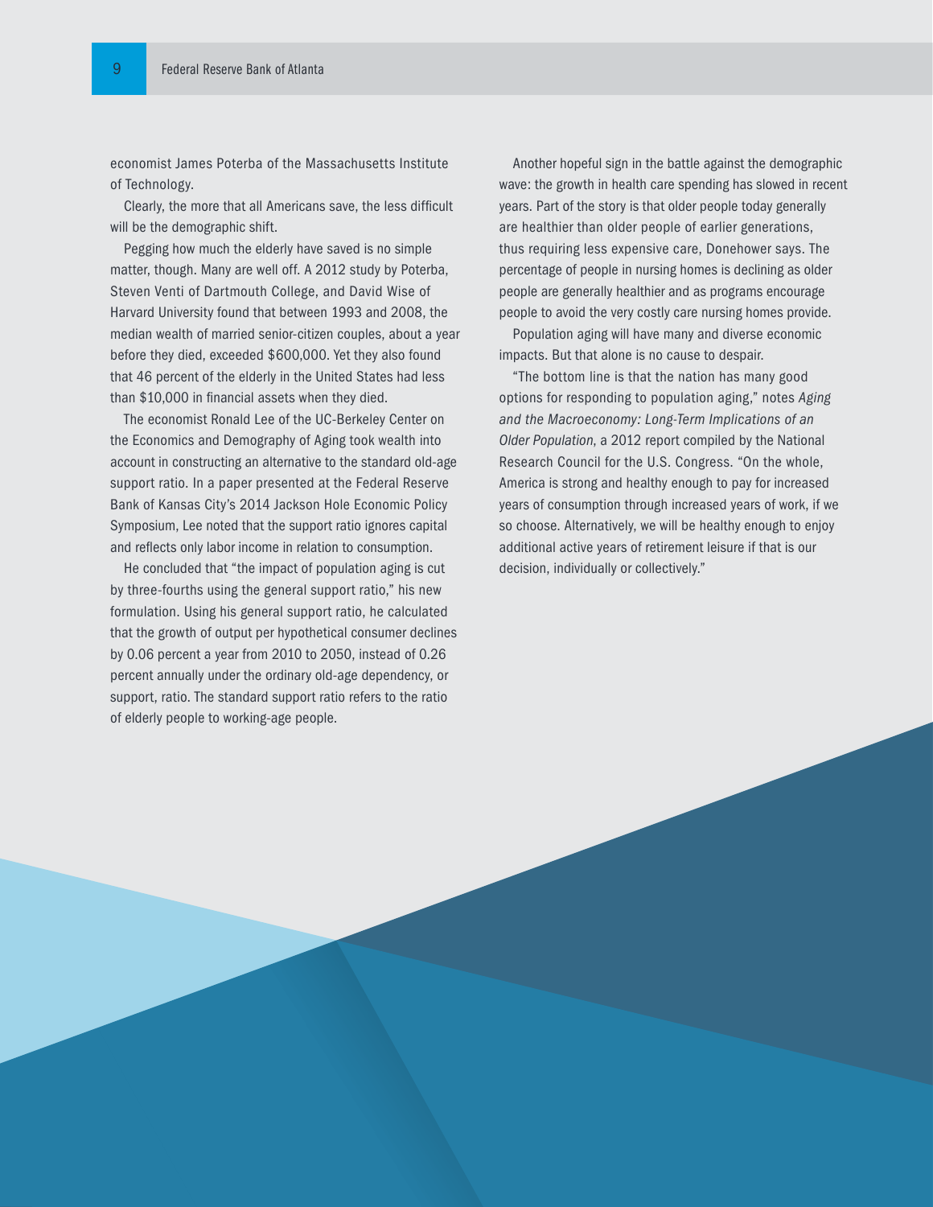economist James Poterba of the Massachusetts Institute of Technology.

Clearly, the more that all Americans save, the less difficult will be the demographic shift.

Pegging how much the elderly have saved is no simple matter, though. Many are well off. A 2012 study by Poterba, Steven Venti of Dartmouth College, and David Wise of Harvard University found that between 1993 and 2008, the median wealth of married senior-citizen couples, about a year before they died, exceeded $600,000. Yet they also found that 46 percent of the elderly in the United States had less than $10,000 in financial assets when they died.

The economist Ronald Lee of the UC-Berkeley Center on the Economics and Demography of Aging took wealth into account in constructing an alternative to the standard old-age support ratio. In a paper presented at the Federal Reserve Bank of Kansas City's 2014 Jackson Hole Economic Policy Symposium, Lee noted that the support ratio ignores capital and reflects only labor income in relation to consumption.

He concluded that "the impact of population aging is cut by three-fourths using the general support ratio," his new formulation. Using his general support ratio, he calculated that the growth of output per hypothetical consumer declines by 0.06 percent a year from 2010 to 2050, instead of 0.26 percent annually under the ordinary old-age dependency, or support, ratio. The standard support ratio refers to the ratio of elderly people to working-age people.

Another hopeful sign in the battle against the demographic wave: the growth in health care spending has slowed in recent years. Part of the story is that older people today generally are healthier than older people of earlier generations, thus requiring less expensive care, Donehower says. The percentage of people in nursing homes is declining as older people are generally healthier and as programs encourage people to avoid the very costly care nursing homes provide.

Population aging will have many and diverse economic impacts. But that alone is no cause to despair.

"The bottom line is that the nation has many good options for responding to population aging," notes *Aging and the Macroeconomy: Long-Term Implications of an Older Population*, a 2012 report compiled by the National Research Council for the U.S. Congress. "On the whole, America is strong and healthy enough to pay for increased years of consumption through increased years of work, if we so choose. Alternatively, we will be healthy enough to enjoy additional active years of retirement leisure if that is our decision, individually or collectively."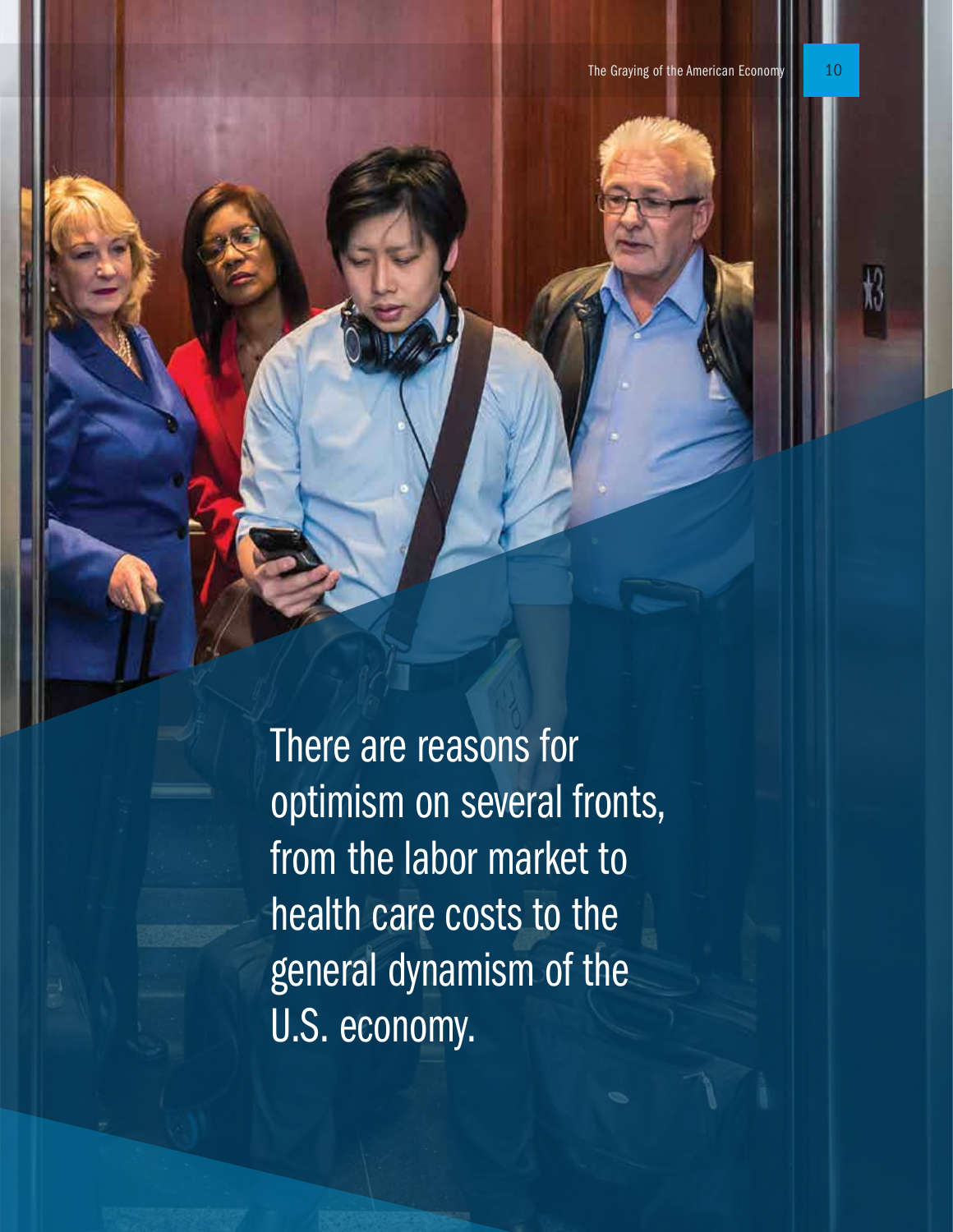There are reasons for optimism on several fronts, from the labor market to health care costs to the general dynamism of the U.S. economy.